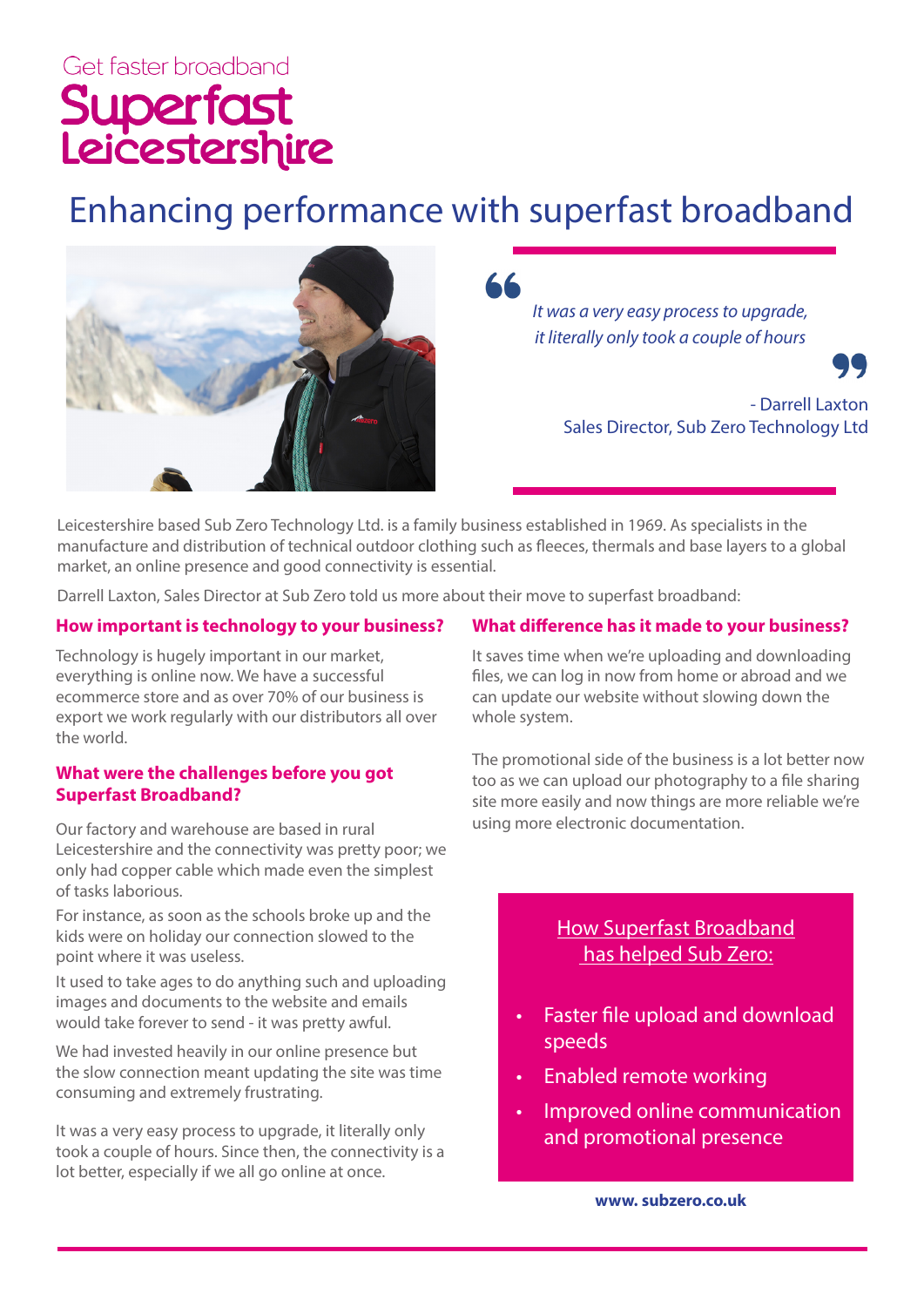Get faster broadband

**Superfast Leicestershire**

# Enhancing performance with superfast broadband

> *It was a very easy process to upgrade, it literally only took a couple of hours*
>
> \- Darrell Laxton
> Sales Director, Sub Zero Technology Ltd

Leicestershire based Sub Zero Technology Ltd. is a family business established in 1969. As specialists in the manufacture and distribution of technical outdoor clothing such as fleeces, thermals and base layers to a global market, an online presence and good connectivity is essential.

Darrell Laxton, Sales Director at Sub Zero told us more about their move to superfast broadband:

### How important is technology to your business?

Technology is hugely important in our market, everything is online now. We have a successful ecommerce store and as over 70% of our business is export we work regularly with our distributors all over the world.

### What were the challenges before you got Superfast Broadband?

Our factory and warehouse are based in rural Leicestershire and the connectivity was pretty poor; we only had copper cable which made even the simplest of tasks laborious.

For instance, as soon as the schools broke up and the kids were on holiday our connection slowed to the point where it was useless.

It used to take ages to do anything such and uploading images and documents to the website and emails would take forever to send - it was pretty awful.

We had invested heavily in our online presence but the slow connection meant updating the site was time consuming and extremely frustrating.

It was a very easy process to upgrade, it literally only took a couple of hours. Since then, the connectivity is a lot better, especially if we all go online at once.

### What difference has it made to your business?

It saves time when we're uploading and downloading files, we can log in now from home or abroad and we can update our website without slowing down the whole system.

The promotional side of the business is a lot better now too as we can upload our photography to a file sharing site more easily and now things are more reliable we're using more electronic documentation.

**How Superfast Broadband has helped Sub Zero:**

- Faster file upload and download speeds
- Enabled remote working
- Improved online communication and promotional presence

**www. subzero.co.uk**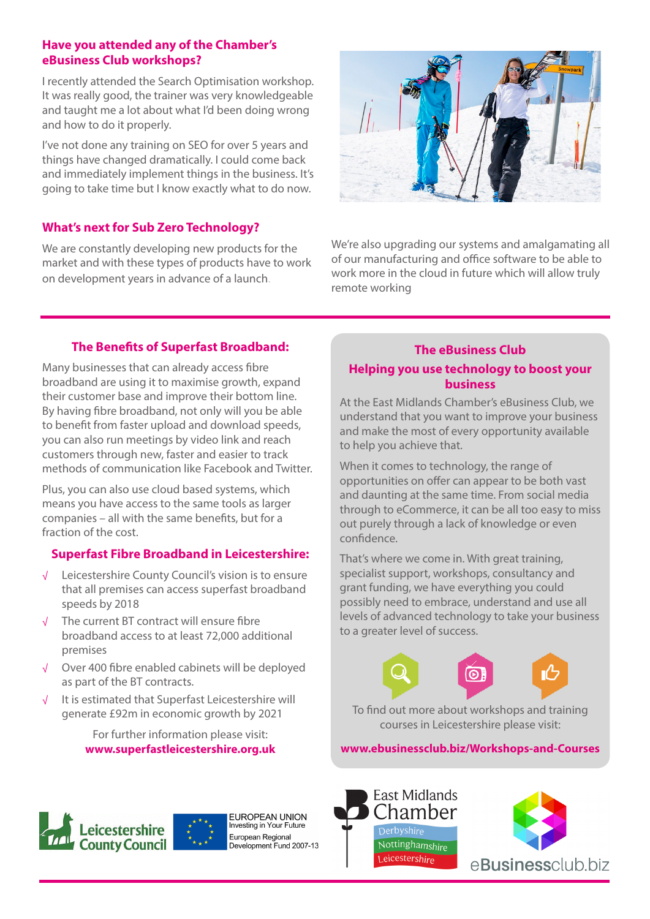## Have you attended any of the Chamber's eBusiness Club workshops?

I recently attended the Search Optimisation workshop. It was really good, the trainer was very knowledgeable and taught me a lot about what I'd been doing wrong and how to do it properly.

I've not done any training on SEO for over 5 years and things have changed dramatically. I could come back and immediately implement things in the business. It's going to take time but I know exactly what to do now.

## What's next for Sub Zero Technology?

We are constantly developing new products for the market and with these types of products have to work on development years in advance of a launch.

We're also upgrading our systems and amalgamating all of our manufacturing and office software to be able to work more in the cloud in future which will allow truly remote working

---

## The Benefits of Superfast Broadband:

Many businesses that can already access fibre broadband are using it to maximise growth, expand their customer base and improve their bottom line. By having fibre broadband, not only will you be able to benefit from faster upload and download speeds, you can also run meetings by video link and reach customers through new, faster and easier to track methods of communication like Facebook and Twitter.

Plus, you can also use cloud based systems, which means you have access to the same tools as larger companies – all with the same benefits, but for a fraction of the cost.

## Superfast Fibre Broadband in Leicestershire:

- √ Leicestershire County Council's vision is to ensure that all premises can access superfast broadband speeds by 2018
- √ The current BT contract will ensure fibre broadband access to at least 72,000 additional premises
- √ Over 400 fibre enabled cabinets will be deployed as part of the BT contracts.
- √ It is estimated that Superfast Leicestershire will generate £92m in economic growth by 2021

For further information please visit:
**www.superfastleicestershire.org.uk**

## The eBusiness Club
## Helping you use technology to boost your business

At the East Midlands Chamber's eBusiness Club, we understand that you want to improve your business and make the most of every opportunity available to help you achieve that.

When it comes to technology, the range of opportunities on offer can appear to be both vast and daunting at the same time. From social media through to eCommerce, it can be all too easy to miss out purely through a lack of knowledge or even confidence.

That's where we come in. With great training, specialist support, workshops, consultancy and grant funding, we have everything you could possibly need to embrace, understand and use all levels of advanced technology to take your business to a greater level of success.

To find out more about workshops and training courses in Leicestershire please visit:

**www.ebusinessclub.biz/Workshops-and-Courses**

Leicestershire County Council

EUROPEAN UNION
Investing in Your Future
European Regional Development Fund 2007-13

East Midlands Chamber
Derbyshire
Nottinghamshire
Leicestershire

eBusinessclub.biz